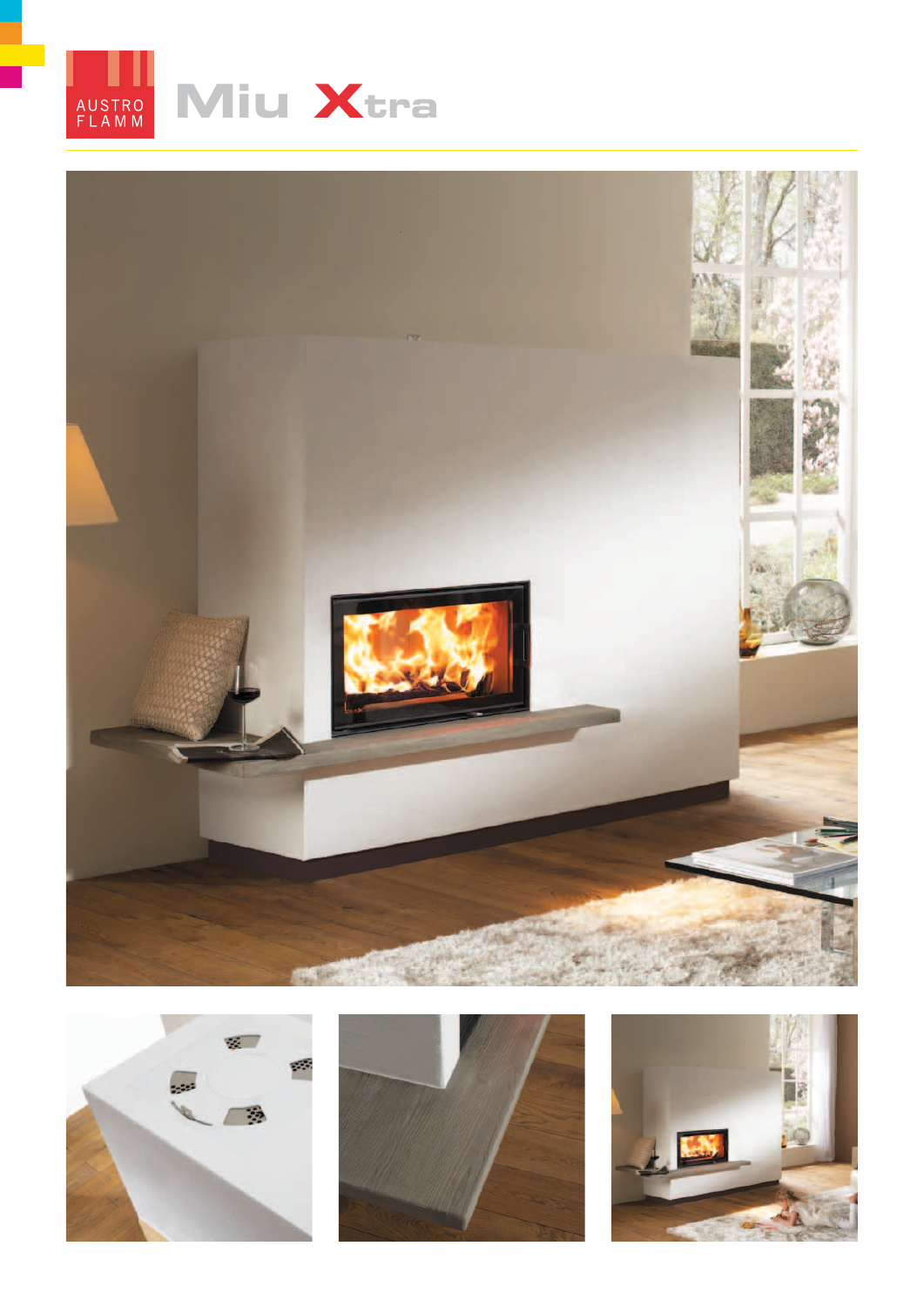AUSTRO FLAMM

# Miu Xtra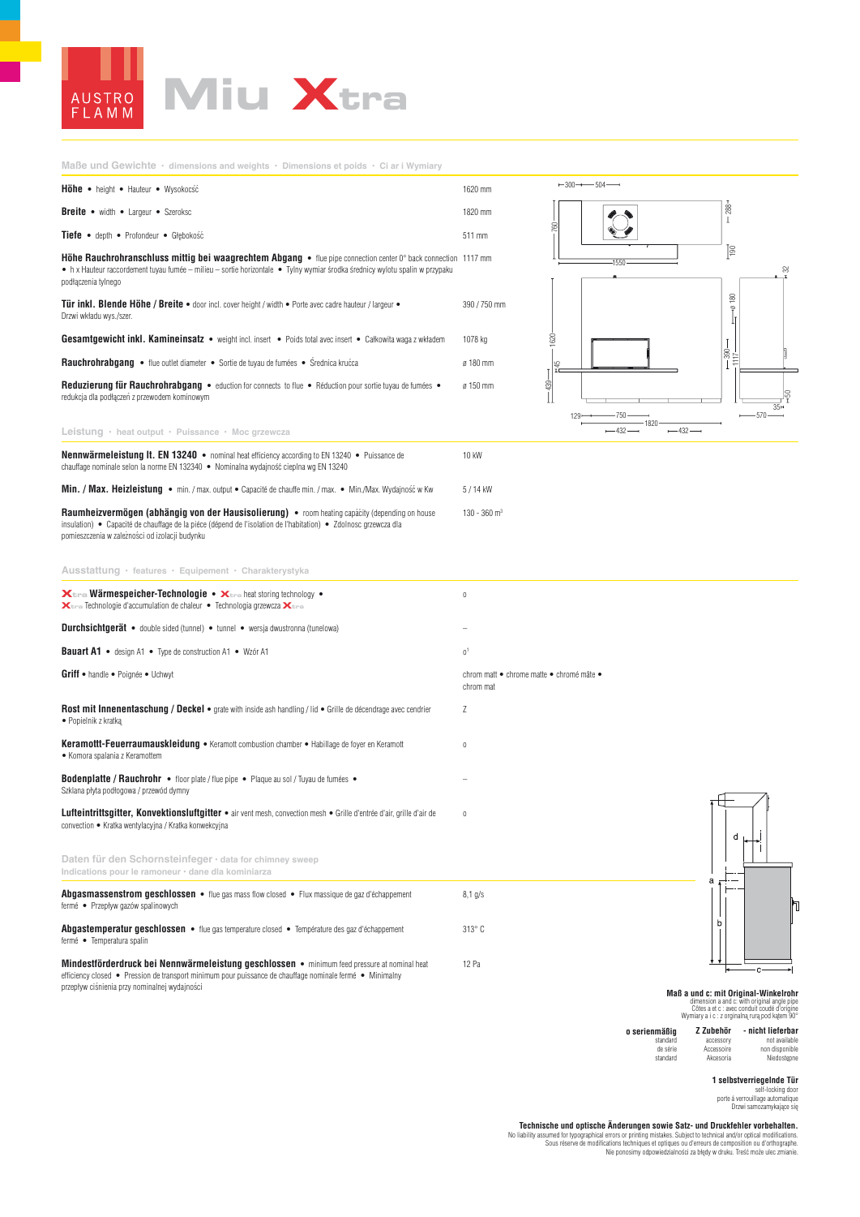# AUSTRO FLAMM Miu Xtra

## Maße und Gewichte · dimensions and weights · Dimensions et poids · Ci ar i Wymiary

| | |
|---|---|
| **Höhe** • height • Hauteur • Wysokocść | 1620 mm |
| **Breite** • width • Largeur • Szerokść | 1820 mm |
| **Tiefe** • depth • Profondeur • Głębokość | 511 mm |
| **Höhe Rauchrohranschluss mittig bei waagrechtem Abgang** • flue pipe connection center 0° back connection • h x Hauteur raccordement tuyau fumée – milieu – sortie horizontale • Tylny wymiar środka średnicy wylotu spalin w przypaku podłączenia tylnego | 1117 mm |
| **Tür inkl. Blende Höhe / Breite** • door incl. cover height / width • Porte avec cadre hauteur / largeur • Drzwi wkładu wys./szer. | 390 / 750 mm |
| **Gesamtgewicht inkl. Kamineinsatz** • weight incl. insert • Poids total avec insert • Całkowita waga z wkładem | 1078 kg |
| **Rauchrohrabgang** • flue outlet diameter • Sortie de tuyau de fumées • Średnica krućca | ø 180 mm |
| **Reduzierung für Rauchrohrabgang** • eduction for connects to flue • Réduction pour sortie tuyau de fumées • redukcja dla podłączeń z przewodem kominowym | ø 150 mm |

←300→←504→ 288 760 190 1550 32 ø 180 1620 300 1117 45 439 50 35 129 750 1820 432 432 570

## Leistung · heat output · Puissance · Moc grzewcza

| | |
|---|---|
| **Nennwärmeleistung lt. EN 13240** • nominal heat efficiency according to EN 13240 • Puissance de chauffage nominale selon la norme EN 132340 • Nominalna wydajność cieplna wg EN 13240 | 10 kW |
| **Min. / Max. Heizleistung** • min. / max. output • Capacité de chauffe min. / max. • Min./Max. Wydajność w Kw | 5 / 14 kW |
| **Raumheizvermögen (abhängig von der Hausisolierung)** • room heating capácity (depending on house insulation) • Capacité de chauffage de la pièce (dépend de l'isolation de l'habitation) • Zdolnosc grzewcza dla pomieszczenia w zależności od izolacji budynku | 130 - 360 m³ |

## Ausstattung · features · Equipement · Charakterystyka

| | |
|---|---|
| **Xtra Wärmespeicher-Technologie** • Xtra heat storing technology • Xtra Technologie d'accumulation de chaleur • Technologia grzewcza Xtra | o |
| **Durchsichtgerät** • double sided (tunnel) • tunnel • wersja dwustronna (tunelowa) | – |
| **Bauart A1** • design A1 • Type de construction A1 • Wzór A1 | o[1] |
| **Griff** • handle • Poignée • Uchwyt | chrom matt • chrome matte • chromé mâte • chrom mat |
| **Rost mit Innenentaschung / Deckel** • grate with inside ash handling / lid • Grille de décendrage avec cendrier • Popielnik z kratką | Z |
| **Keramott-Feuerraumauskleidung** • Keramott combustion chamber • Habillage de foyer en Keramott • Komora spalania z Keramottem | o |
| **Bodenplatte / Rauchrohr** • floor plate / flue pipe • Plaque au sol / Tuyau de fumées • Szklana płyta podłogowa / przewód dymny | – |
| **Lufteintrittsgitter, Konvektionsluftgitter** • air vent mesh, convection mesh • Grille d'entrée d'air, grille d'air de convection • Kratka wentylacyjna / Kratka konwekcyjna | o |

## Daten für den Schornsteinfeger · data for chimney sweep · Indications pour le ramoneur · dane dla kominiarza

| | |
|---|---|
| **Abgasmassenstrom geschlossen** • flue gas mass flow closed • Flux massique de gaz d'échappement fermé • Przepływ gazów spalinowych | 8,1 g/s |
| **Abgastemperatur geschlossen** • flue gas temperature closed • Température des gaz d'échappement fermé • Temperatura spalin | 313° C |
| **Mindestförderdruck bei Nennwärmeleistung geschlossen** • minimum feed pressure at nominal heat efficiency closed • Pression de transport minimum pour puissance de chauffage nominale fermé • Minimalny przepływ ciśnienia przy nominalnej wydajności | 12 Pa |

d a b c

**Maß a und c: mit Original-Winkelrohr**
dimension a and c: with original angle pipe
Côtes a et c : avec conduit coudé d'origine
Wymiary a i c : z orginalną rurą pod kątem 90°

**o serienmäßig** standard, de série, standard
**Z Zubehör** accessory, Accessoire, Akcesoria
**- nicht lieferbar** not available, non disponible, Niedostępne

**1 selbstverriegelnde Tür**
self-locking door
porte à verrouillage automatique
Drzwi samozamykające się

**Technische und optische Änderungen sowie Satz- und Druckfehler vorbehalten.**
No liability assumed for typographical errors or printing mistakes. Subject to technical and/or optical modifications.
Sous réserve de modifications techniques et optiques ou d'erreurs de composition ou d'orthographe.
Nie ponosimy odpowiedzialności za błędy w druku. Treść może ulec zmianie.